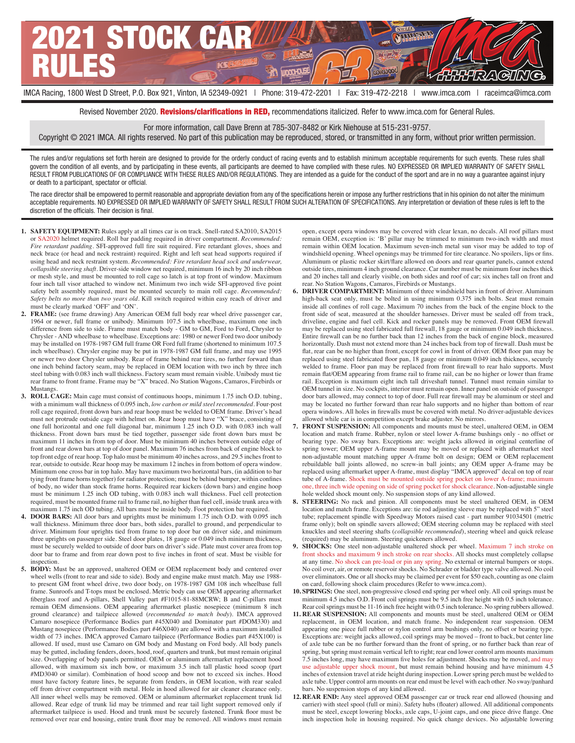# 2021 STOCK CAR RULES

IMCA Racing, 1800 West D Street, P.O. Box 921, Vinton, IA 52349-0921 | Phone: 319-472-2201 | Fax: 319-472-2218 | www.imca.com | raceimca@imca.com

Revised November 2020. **Revisions/clarifications in RED,** recommendations italicized. Refer to www.imca.com for General Rules.

For more information, call Dave Brenn at 785-307-8482 or Kirk Niehouse at 515-231-9757.
Copyright © 2021 IMCA. All rights reserved. No part of this publication may be reproduced, stored, or transmitted in any form, without prior written permission.

The rules and/or regulations set forth herein are designed to provide for the orderly conduct of racing events and to establish minimum acceptable requirements for such events. These rules shall govern the condition of all events, and by participating in these events, all participants are deemed to have complied with these rules. NO EXPRESSED OR IMPLIED WARRANTY OF SAFETY SHALL RESULT FROM PUBLICATIONS OF OR COMPLIANCE WITH THESE RULES AND/OR REGULATIONS. They are intended as a guide for the conduct of the sport and are in no way a guarantee against injury or death to a participant, spectator or official.

The race director shall be empowered to permit reasonable and appropriate deviation from any of the specifications herein or impose any further restrictions that in his opinion do not alter the minimum acceptable requirements. NO EXPRESSED OR IMPLIED WARRANTY OF SAFETY SHALL RESULT FROM SUCH ALTERATION OF SPECIFICATIONS. Any interpretation or deviation of these rules is left to the discretion of the officials. Their decision is final.

1. **SAFETY EQUIPMENT:** Rules apply at all times car is on track. Snell-rated SA2010, SA2015 or SA2020 helmet required. Roll bar padding required in driver compartment. *Recommended: Fire retardant padding*. SFI-approved full fire suit required. Fire retardant gloves, shoes and neck brace (or head and neck restraint) required. Right and left seat head supports required if using head and neck restraint system. *Recommended: Fire retardant head sock and underwear, collapsible steering shaft*. Driver-side window net required, minimum 16 inch by 20 inch ribbon or mesh style, and must be mounted to roll cage so latch is at top front of window. Maximum four inch tall visor attached to window net. Minimum two inch wide SFI-approved five point safety belt assembly required, must be mounted securely to main roll cage. *Recommended: Safety belts no more than two years old*. Kill switch required within easy reach of driver and must be clearly marked 'OFF' and 'ON'.
2. **FRAME:** (see frame drawing) Any American OEM full body rear wheel drive passenger car, 1964 or newer, full frame or unibody. Minimum 107.5 inch wheelbase, maximum one inch difference from side to side. Frame must match body - GM to GM, Ford to Ford, Chrysler to Chrysler - AND wheelbase to wheelbase. Exceptions are: 1980 or newer Ford two door unibody may be installed on 1978-1987 GM full frame OR Ford full frame (shortened to minimum 107.5 inch wheelbase). Chrysler engine may be put in 1978-1987 GM full frame, and may use 1995 or newer two door Chrysler unibody. Rear of frame behind rear tires, no further forward than one inch behind factory seam, may be replaced in OEM location with two inch by three inch steel tubing with 0.083 inch wall thickness. Factory seam must remain visible. Unibody must tie rear frame to front frame. Frame may be "X" braced. No Station Wagons, Camaros, Firebirds or Mustangs.
3. **ROLL CAGE:** Main cage must consist of continuous hoops, minimum 1.75 inch O.D. tubing, with a minimum wall thickness of 0.095 inch, *low carbon or mild steel recommended*. Four-post roll cage required, front down bars and rear hoop must be welded to OEM frame. Driver's head must not protrude outside cage with helmet on. Rear hoop must have "X" brace, consisting of one full horizontal and one full diagonal bar, minimum 1.25 inch O.D. with 0.083 inch wall thickness. Front down bars must be tied together, passenger side front down bars must be maximum 11 inches in from top of door. Must be minimum 40 inches between outside edge of front and rear down bars at top of door panel. Maximum 76 inches from back of engine block to top front edge of rear hoop. Top halo must be minimum 40 inches across, and 29.5 inches front to rear, outside to outside. Rear hoop may be maximum 12 inches in from bottom of opera window. Minimum one cross bar in top halo. May have maximum two horizontal bars, (in addition to bar tying front frame horns together) for radiator protection; must be behind bumper, within confines of body, no wider than stock frame horns. Required rear kickers (down bars) and engine hoop must be minimum 1.25 inch OD tubing, with 0.083 inch wall thickness. Fuel cell protection required, must be mounted frame rail to frame rail, no higher than fuel cell, inside trunk area with maximum 1.75 inch OD tubing. All bars must be inside body. Foot protection bar required.
4. **DOOR BARS:** All door bars and uprights must be minimum 1.75 inch O.D. with 0.095 inch wall thickness. Minimum three door bars, both sides, parallel to ground, and perpendicular to driver. Minimum four uprights tied from frame to top door bar on driver side, and minimum three uprights on passenger side. Steel door plates, 18 gauge or 0.049 inch minimum thickness, must be securely welded to outside of door bars on driver's side. Plate must cover area from top door bar to frame and from rear down post to five inches in front of seat. Must be visible for inspection.
5. **BODY:** Must be an approved, unaltered OEM or OEM replacement body and centered over wheel wells (front to rear and side to side). Body and engine make must match. May use 1988- to present GM front wheel drive, two door body, on 1978-1987 GM 108 inch wheelbase full frame. Sunroofs and T-tops must be enclosed. Metric body can use OEM appearing aftermarket fiberglass roof and A-pillars, Shell Valley part #F1015-81-88MCRW; B and C-pillars must remain OEM dimensions. OEM appearing aftermarket plastic nosepiece (minimum 8 inch ground clearance) and tailpiece allowed (*recommended to match body*). IMCA approved Camaro nosepiece (Performance Bodies part #45X040 and Dominator part #DOM330) and Mustang nosepiece (Performance Bodies part #46X040) are allowed with a maximum installed width of 73 inches. IMCA approved Camaro tailpiece (Performance Bodies part #45X100) is allowed. If used, must use Camaro on GM body and Mustang on Ford body. All body panels may be gutted, including fenders, doors, hood, roof, quarters and trunk, but must remain original size. Overlapping of body panels permitted. OEM or aluminum aftermarket replacement hood allowed, with maximum six inch bow, or maximum 3.5 inch tall plastic hood scoop (part #MD3040 or similar). Combination of hood scoop and bow not to exceed six inches. Hood must have factory feature lines, be separate from fenders, in OEM location, with rear sealed off from driver compartment with metal. Hole in hood allowed for air cleaner clearance only. All inner wheel wells may be removed. OEM or aluminum aftermarket replacement trunk lid allowed. Rear edge of trunk lid may be trimmed and rear tail light support removed only if aftermarket tailpiece is used. Hood and trunk must be securely fastened. Trunk floor must be removed over rear end housing, entire trunk floor may be removed. All windows must remain open, except opera windows may be covered with clear lexan, no decals. All roof pillars must remain OEM, exception is: 'B' pillar may be trimmed to minimum two-inch width and must remain within OEM location. Maximum seven-inch metal sun visor may be added to top of windshield opening. Wheel openings may be trimmed for tire clearance. No spoilers, lips or fins. Aluminum or plastic rocker skirt/flare allowed on doors and rear quarter panels, cannot extend outside tires, minimum 4 inch ground clearance. Car number must be minimum four inches thick and 20 inches tall and clearly visible, on both sides and roof of car; six inches tall on front and rear. No Station Wagons, Camaros, Firebirds or Mustangs.
6. **DRIVER COMPARTMENT:** Minimum of three windshield bars in front of driver. Aluminum high-back seat only, must be bolted in using minimum 0.375 inch bolts. Seat must remain inside all confines of roll cage. Maximum 70 inches from the back of the engine block to the front side of seat, measured at the shoulder harnesses. Driver must be sealed off from track, driveline, engine and fuel cell. Kick and rocker panels may be removed. Front OEM firewall may be replaced using steel fabricated full firewall, 18 gauge or minimum 0.049 inch thickness. Entire firewall can be no further back than 12 inches from the back of engine block, measured horizontally. Dash must not extend more than 24 inches back from top of firewall. Dash must be flat, rear can be no higher than front, except for cowl in front of driver. OEM floor pan may be replaced using steel fabricated floor pan, 18 gauge or minimum 0.049 inch thickness, securely welded to frame. Floor pan may be replaced from front firewall to rear halo supports. Must remain flat/OEM appearing from frame rail to frame rail, can be no higher or lower than frame rail. Exception is maximum eight inch tall driveshaft tunnel. Tunnel must remain similar to OEM tunnel in size. No cockpits, interior must remain open. Inner panel on outside of passenger door bars allowed, may connect to top of door. Full rear firewall may be aluminum or steel and may be located no further forward than rear halo supports and no higher than bottom of rear opera windows. All holes in firewalls must be covered with metal. No driver-adjustable devices allowed while car is in competition except brake adjuster. No mirrors.
7. **FRONT SUSPENSION:** All components and mounts must be steel, unaltered OEM, in OEM location and match frame. Rubber, nylon or steel lower A-frame bushings only - no offset or bearing type. No sway bars. Exceptions are: weight jacks allowed in original centerline of spring tower; OEM upper A-frame mount may be moved or replaced with aftermarket steel non-adjustable mount matching upper A-frame bolt on design; OEM or OEM replacement rebuildable ball joints allowed, no screw-in ball joints; any OEM upper A-frame may be replaced using aftermarket upper A-frame, must display "IMCA approved" decal on top of rear tube of A-frame. Shock must be mounted outside spring pocket on lower A-frame; maximum one, three inch wide opening on side of spring pocket for shock clearance. Non-adjustable single hole welded shock mount only. No suspension stops of any kind allowed.
8. **STEERING:** No rack and pinion. All components must be steel unaltered OEM, in OEM location and match frame. Exceptions are: tie rod adjusting sleeve may be replaced with 5" steel tube; replacement spindle with Speedway Motors raised cast - part number 91034501 (metric frame only); bolt on spindle savers allowed; OEM steering column may be replaced with steel knuckles and steel steering shafts (*collapsible recommended*), steering wheel and quick release (required) may be aluminum. Steering quickeners allowed.
9. **SHOCKS:** One steel non-adjustable unaltered shock per wheel. Maximum 7 inch stroke on front shocks and maximum 9 inch stroke on rear shocks. All shocks must completely collapse at any time. No shock can pre-load or pin any spring. No external or internal bumpers or stops. No coil over, air, or remote reservoir shocks. No Schrader or bladder type valve allowed. No coil over eliminators. One or all shocks may be claimed per event for $50 each, counting as one claim on card, following shock claim procedures (Refer to www.imca.com).
10. **SPRINGS:** One steel, non-progressive closed end spring per wheel only. All coil springs must be minimum 4.5 inches O.D. Front coil springs must be 9.5 inch free height with 0.5 inch tolerance. Rear coil springs must be 11-16 inch free height with 0.5 inch tolerance. No spring rubbers allowed.
11. **REAR SUSPENSION:** All components and mounts must be steel, unaltered OEM or OEM replacement, in OEM location, and match frame. No independent rear suspension. OEM appearing one piece full rubber or nylon control arm bushings only, no offset or bearing type. Exceptions are: weight jacks allowed, coil springs may be moved – front to back, but center line of axle tube can be no further forward than the front of spring, or no further back than rear of spring, but spring must remain vertical left to right; rear end lower control arm mounts maximum 7.5 inches long, may have maximum five holes for adjustment. Shocks may be moved, and may use adjustable upper shock mount, but must remain behind housing and have minimum 4.5 inches of extension travel at ride height during inspection. Lower spring perch must be welded to axle tube. Upper control arm mounts on rear end must be level with each other. No sway/panhard bars. No suspension stops of any kind allowed.
12. **REAR END:** Any steel approved OEM passenger car or truck rear end allowed (housing and carrier) with steel spool (full or mini). Safety hubs (floater) allowed. All additional components must be steel, except lowering blocks, axle caps, U-joint caps, and one piece drive flange. One inch inspection hole in housing required. No quick change devices. No adjustable lowering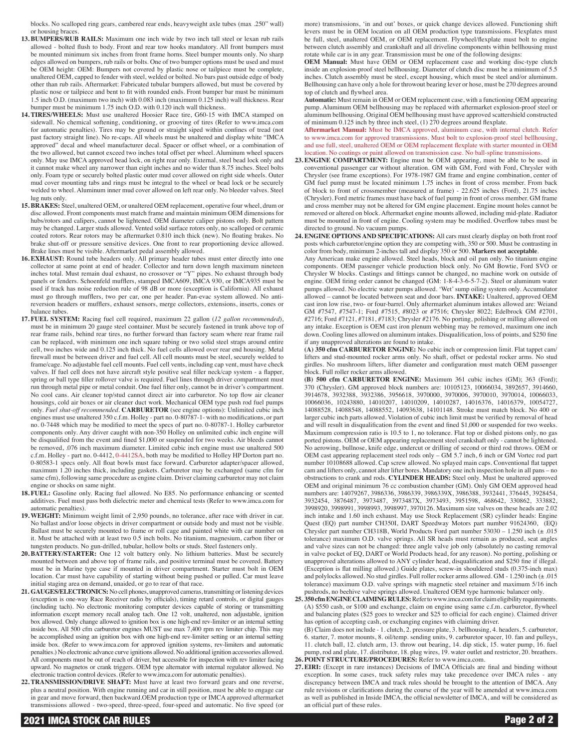blocks. No scalloped ring gears, cambered rear ends, heavyweight axle tubes (max .250" wall) or housing braces.

**13. BUMPERS/RUB RAILS:** Maximum one inch wide by two inch tall steel or lexan rub rails allowed - bolted flush to body. Front and rear tow hooks mandatory. All front bumpers must be mounted minimum six inches from front frame horns. Steel bumper mounts only. No sharp edges allowed on bumpers, rub rails or bolts. One of two bumper options must be used and must be OEM height: OEM: Bumpers not covered by plastic nose or tailpiece must be complete, unaltered OEM, capped to fender with steel, welded or bolted. No bars past outside edge of body other than rub rails. Aftermarket: Fabricated tubular bumpers allowed, but must be covered by plastic nose or tailpiece and bent to fit with rounded ends. Front bumper bar must be minimum 1.5 inch O.D. (maximum two inch) with 0.083 inch (maximum 0.125 inch) wall thickness. Rear bumper must be minimum 1.75 inch O.D. with 0.120 inch wall thickness.

**14. TIRES/WHEELS:** Must use unaltered Hoosier Race tire, G60-15 with IMCA stamped on sidewall. No chemical softening, conditioning, or grooving of tires (Refer to www.imca.com for automatic penalties). Tires may be ground or straight siped within confines of tread (not past factory straight line). No re-caps. All wheels must be unaltered and display white "IMCA approved" decal and wheel manufacturer decal. Spacer or offset wheel, or a combination of the two allowed, but cannot exceed two inches total offset per wheel. Aluminum wheel spacers only. May use IMCA approved bead lock, on right rear only. External, steel bead lock only and it cannot make wheel any narrower than eight inches and no wider than 8.75 inches. Steel bolts only. Foam type or securely bolted plastic outer mud cover allowed on right side wheels. Outer mud cover mounting tabs and rings must be integral to the wheel or bead lock or be securely welded to wheel. Aluminum inner mud cover allowed on left rear only. No bleeder valves. Steel lug nuts only.

**15. BRAKES:** Steel, unaltered OEM, or unaltered OEM replacement, operative four wheel, drum or disc allowed. Front components must match frame and maintain minimum OEM dimensions for hubs/rotors and calipers, cannot be lightened. OEM diameter caliper pistons only. Bolt pattern may be changed. Larger studs allowed. Vented solid surface rotors only, no scalloped or ceramic coated rotors. Rear rotors may be aftermarket 0.810 inch thick (new). No floating brakes. No brake shut-off or pressure sensitive devices. One front to rear proportioning device allowed. Brake lines must be visible. Aftermarket pedal assembly allowed.

**16. EXHAUST:** Round tube headers only. All primary header tubes must enter directly into one collector at same point at end of header. Collector and turn down length maximum nineteen inches total. Must remain dual exhaust, no crossover or "Y" pipes. No exhaust through body panels or fenders. Schoenfeld mufflers, stamped IMCA609, IMCA 930, or IMCA935 must be used if track has noise reduction rule of 98 dB or more (exception is California). All exhaust must go through mufflers, two per car, one per header. Pan-evac system allowed. No anti-reversion headers or mufflers, exhaust sensors, merge collectors, extensions, inserts, cones or balance tubes.

**17. FUEL SYSTEM:** Racing fuel cell required, maximum 22 gallon (*12 gallon recommended*), must be in minimum 20 gauge steel container. Must be securely fastened in trunk above top of rear frame rails, behind rear tires, no further forward than factory seam where rear frame rail can be replaced, with minimum one inch square tubing or two solid steel straps around entire cell, two inches wide and 0.125 inch thick. No fuel cells allowed over rear end housing. Metal firewall must be between driver and fuel cell. All cell mounts must be steel, securely welded to frame/cage. No adjustable fuel cell mounts. Fuel cell vents, including cap vent, must have check valves. If fuel cell does not have aircraft style positive seal filler neck/cap system - a flapper, spring or ball type filler rollover valve is required. Fuel lines through driver compartment must run through metal pipe or metal conduit. One fuel filter only, cannot be in driver's compartment. No cool cans. Air cleaner top/stud cannot direct air into carburetor. No top flow air cleaner housings, cold air boxes or air cleaner duct work. Mechanical OEM type push rod fuel pumps only. *Fuel shut-off recommended*. **CARBURETOR** (see engine options): Unlimited cubic inch engines must use unaltered 350 c.f.m. Holley - part no. 0-80787-1- with no modifications, or part no. 0-7448 which may be modified to meet the specs of part no. 0-80787-1. Holley carburetor components only. Any driver caught with non-350 Holley on unlimited cubic inch engine will be disqualified from the event and fined $1,000 or suspended for two weeks. Air bleeds cannot be removed, .076 inch maximum diameter. Limited cubic inch engine must use unaltered 500 c.f.m. Holley - part no. 0-4412, 0-4412SA, both may be modified to Holley HP Dorton part no. 0-80583-1 specs only. All float bowls must face forward. Carburetor adapter/spacer allowed, maximum 1.20 inches thick, including gaskets. Carburetor may be exchanged (same cfm for same cfm), following same procedure as engine claim. Driver claiming carburetor may not claim engine or shocks on same night.

**18. FUEL:** Gasoline only. Racing fuel allowed. No E85. No performance enhancing or scented additives. Fuel must pass both dielectric meter and chemical tests (Refer to www.imca.com for automatic penalties).

**19. WEIGHT:** Minimum weight limit of 2,950 pounds, no tolerance, after race with driver in car. No ballast and/or loose objects in driver compartment or outside body and must not be visible. Ballast must be securely mounted to frame or roll cage and painted white with car number on it. Must be attached with at least two 0.5 inch bolts. No titanium, magnesium, carbon fiber or tungsten products. No gun-drilled, tubular, hollow bolts or studs. Steel fasteners only.

**20. BATTERY/STARTER:** One 12 volt battery only. No lithium batteries. Must be securely mounted between and above top of frame rails, and positive terminal must be covered. Battery must be in Marine type case if mounted in driver compartment. Starter must bolt in OEM location. Car must have capability of starting without being pushed or pulled. Car must leave initial staging area on demand, unaided, or go to rear of that race.

**21. GAUGES/ELECTRONICS:** No cell phones, unapproved cameras, transmitting or listening devices (exception is one-way Race Receiver radio by officials), timing retard controls, or digital gauges (including tach). No electronic monitoring computer devices capable of storing or transmitting information except memory recall analog tach. One 12 volt, unaltered, non adjustable, ignition box allowed. Only change allowed to ignition box is one high-end rev-limiter or an internal setting inside box. All 500 cfm carburetor engines MUST use max 7,400 rpm rev limiter chip. This may be accomplished using an ignition box with one high-end rev-limiter setting or an internal setting inside box. (Refer to www.imca.com for approved ignition systems, rev-limiters and automatic penalties.) No electronic advance curve ignitions allowed. No additional ignition accessories allowed. All components must be out of reach of driver, but accessible for inspection with rev limiter facing upward. No magnetos or crank triggers. OEM type alternator with internal regulator allowed. No electronic traction control devices. (Refer to www.imca.com for automatic penalties).

**22. TRANSMISSION/DRIVE SHAFT:** Must have at least two forward gears and one reverse, plus a neutral position. With engine running and car in still position, must be able to engage car in gear and move forward, then backward.OEM production type or IMCA approved aftermarket transmissions allowed - two-speed, three-speed, four-speed and automatic. No five speed (or more) transmissions, 'in and out' boxes, or quick change devices allowed. Functioning shift levers must be in OEM location on all OEM production type transmissions. Flexplates must be full, steel, unaltered OEM, or OEM replacement. Flywheel/flexplate must bolt to engine between clutch assembly and crankshaft and all driveline components within bellhousing must rotate while car is in any gear. Transmission must be one of the following designs:

**OEM Manual:** Must have OEM or OEM replacement case and working disc-type clutch inside an explosion-proof steel bellhousing. Diameter of clutch disc must be a minimum of 5.5 inches. Clutch assembly must be steel, except housing, which must be steel and/or aluminum. Bellhousing can have only a hole for throwout bearing lever or hose, must be 270 degrees around top of clutch and flywheel area.

**Automatic:** Must remain in OEM or OEM replacement case, with a functioning OEM appearing pump. Aluminum OEM bellhousing may be replaced with aftermarket explosion-proof steel or aluminum bellhousing. Original OEM bellhousing must have approved scattershield constructed of minimum 0.125 inch by three inch steel, (1) 270 degrees around flexplate.

**Aftermarket Manual:** Must be IMCA approved, aluminum case, with internal clutch. Refer to www.imca.com for approved transmissions. Must bolt to explosion-proof steel bellhousing, and use full, steel, unaltered OEM or OEM replacement flexplate with starter mounted in OEM location. No coatings or paint allowed on transmission case. No ball-spline transmissions.

**23. ENGINE COMPARTMENT:** Engine must be OEM appearing, must be able to be used in conventional passenger car without alteration. GM with GM, Ford with Ford, Chrysler with Chrysler (see frame exceptions). For 1978-1987 GM frame and engine combination, center of GM fuel pump must be located minimum 1.75 inches in front of cross member. From back of block to front of crossmember (measured at frame) - 22.625 inches (Ford), 21.75 inches (Chrysler). Ford metric frames must have back of fuel pump in front of cross member. GM frame and cross member may not be altered for GM engine placement. Engine mount holes cannot be removed or altered on block. Aftermarket engine mounts allowed, including mid-plate. Radiator must be mounted in front of engine. Cooling system may be modified. Overflow tubes must be directed to ground. No vacuum pumps.

**24. ENGINE OPTIONS AND SPECIFICATIONS:** All cars must clearly display on both front roof posts which carburetor/engine option they are competing with, 350 or 500. Must be contrasting in color from body, minimum 2-inches tall and display 350 or 500. **Markers not acceptable**.

Any American make engine allowed. Steel heads, block and oil pan only. No titanium engine components. OEM passenger vehicle production block only. No GM Bowtie, Ford SVO or Chrysler W blocks. Castings and fittings cannot be changed, no machine work on outside of engine. OEM firing order cannot be changed (GM: 1-8-4-3-6-5-7-2). Steel or aluminum water pumps allowed. No electric water pumps allowed. 'Wet' sump oiling system only. Accumulator allowed – cannot be located between seat and door bars. **INTAKE:** Unaltered, approved OEM cast iron low rise, two- or four-barrel. Only aftermarket aluminum intakes allowed are: Weiand GM #7547, #7547-1; Ford #7515, #8023 or #7516; Chrysler 8022; Edelbrock GM #2701, #2716; Ford #7121, #7181, #7183; Chrysler #2176. No porting, polishing or milling allowed on any intake. Exception is OEM cast iron plenum webbing may be removed, maximum one inch down. Cooling lines allowed on aluminum intakes. Disqualification, loss of points, and $250 fine if any unapproved alterations are found to intake.

**(A) 350 cfm CARBURETOR ENGINE:** No cubic inch or compression limit. Flat tappet cam/lifters and stud-mounted rocker arms only. No shaft, offset or pedestal rocker arms. No stud girdles. No mushroom lifters, lifter diameter and configuration must match OEM passenger block. Full roller rocker arms allowed.

**(B) 500 cfm CARBURETOR ENGINE:** Maximum 361 cubic inches (GM); 363 (Ford); 370 (Chrysler). GM approved block numbers are: 10105123, 10066034, 3892657, 3914660, 3914678, 3932388, 3932386, 3956618, 3970000, 3970006, 3970010, 3970014, 10066033, 10066036, 10243880, 14010207, 14010209, 14010287, 14016376, 14016379, 10054727, 14088528, 14088548, 14088552, 14093638, 14101148. Stroke must match block. No 400 or larger cubic inch parts allowed. Violation of cubic inch limit must be verified by removal of head and will result in disqualification from the event and fined $1,000 or suspended for two weeks. Maximum compression ratio is 10.5 to 1, no tolerance. Flat top or dished pistons only, no gas ported pistons. OEM or OEM appearing replacement steel crankshaft only - cannot be lightened. No aerowing, bullnose, knife edge, undercut or drilling of second or third rod throws. OEM or OEM cast appearing replacement steel rods only – GM 5.7 inch, 6 inch or GM Vortec rod part number 10108688 allowed. Cap screw allowed. No splayed main caps. Conventional flat tappet cam and lifters only, cannot alter lifter bores. Mandatory one inch inspection hole in all pans – no obstructions to crank and rods. **CYLINDER HEADS:** Steel only. Must be unaltered approved OEM and original minimum 76 cc combustion chamber (GM). Only GM OEM approved head numbers are: 14079267, 3986336, 3986339, 3986339X, 3986388, 3932441, 376445, 3928454, 3932454, 3876487, 3973487, 3973487X, 3973493, 3951598, 468642, 330862, 333882, 3998920, 3998991, 3998993, 3998997, 3970126. Maximum size valves on these heads are 2.02 inch intake and 1.60 inch exhaust. May use Stock Replacement (SR) cylinder heads: Engine Quest (EQ) part number CH350I, DART Speedway Motors part number 91624360, (EQ) Chrysler part number CH318B, World Products Ford part number 53030 – 1.250 inch (± .015 tolerance) maximum O.D. valve springs. All SR heads must remain as produced, seat angles and valve sizes can not be changed: three angle valve job only (absolutely no casting removal in valve pocket of EQ, DART or World Products head, for any reason). No porting, polishing or unapproved alterations allowed to ANY cylinder head, disqualification and $250 fine if illegal. (Exception is flat milling allowed.) Guide plates, screw-in shouldered studs (0.375-inch max) and polylocks allowed. No stud girdles. Full roller rocker arms allowed. GM - 1.250 inch (± .015 tolerance) maximum O.D. valve springs with magnetic steel retainer and maximum 5/16 inch pushrods, no beehive valve springs allowed. Unaltered OEM type harmonic balancer only.

**25. 350 cfm ENGINE CLAIMING RULES:** Refer to www.imca.com for claim eligibility requirements. (A) $550 cash, or $100 and exchange, claim on engine using same c.f.m. carburetor, flywheel and balancing plates ($25 goes to wrecker and $25 to official for each engine). Claimed driver has option of accepting cash, or exchanging engines with claiming driver.

(B) Claim does not include - 1. clutch, 2. pressure plate, 3. bellhousing, 4. headers, 5. carburetor, 6. starter, 7. motor mounts, 8. oil/temp. sending units, 9. carburetor spacer, 10. fan and pulleys, 11. clutch ball, 12. clutch arm, 13. throw out bearing, 14. dip stick, 15. water pump, 16. fuel pump, rod and plate, 17. distributor, 18. plug wires, 19. water outlet and restrictor, 20. breathers.

**26. POINT STRUCTURE/PROCEDURES:** Refer to www.imca.com.

**27. EIRI:** (Except in rare instances) Decisions of IMCA Officials are final and binding without exception. In some cases, track safety rules may take precedence over IMCA rules - any discrepancy between IMCA and track rules should be brought to the attention of IMCA. Any rule revisions or clarifications during the course of the year will be amended at www.imca.com as well as published in Inside IMCA, the official newsletter of IMCA, and will be considered as an official part of these rules.